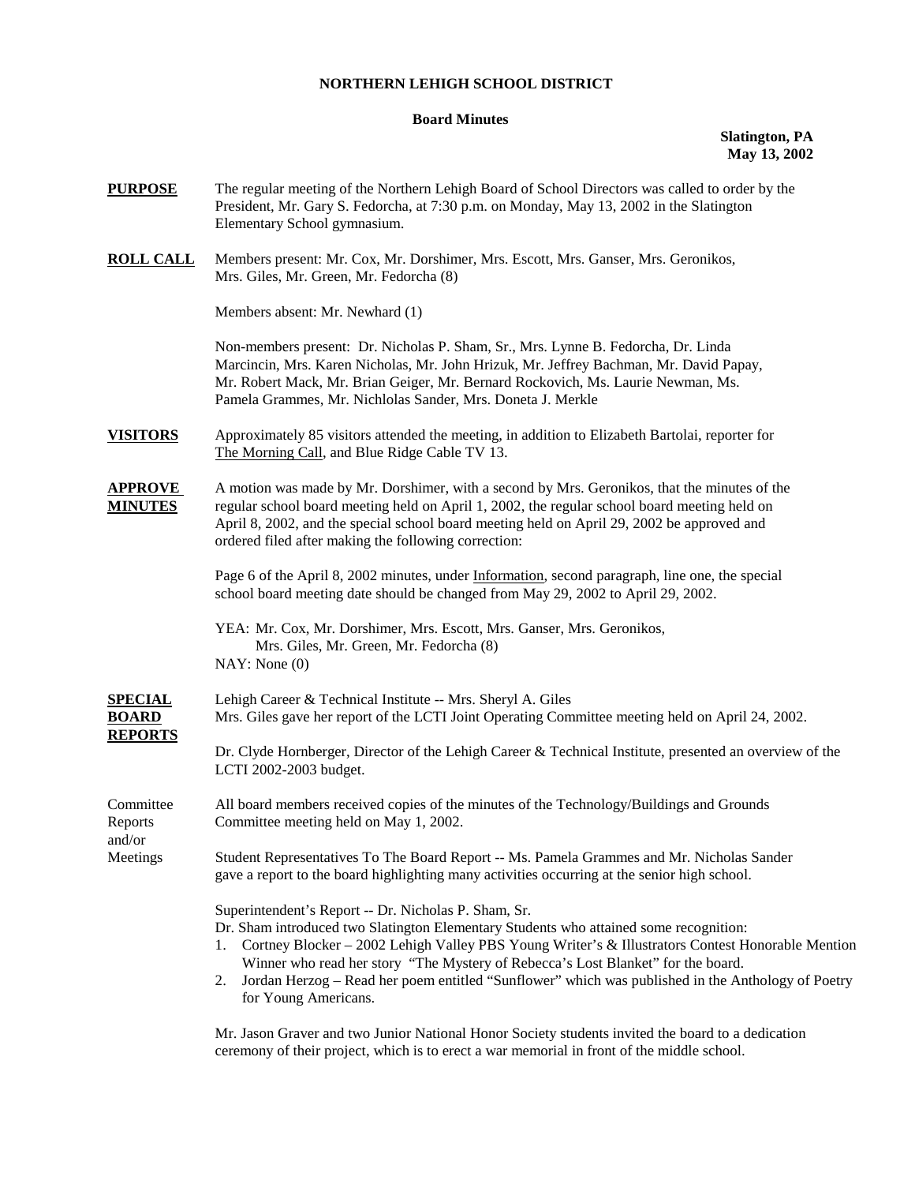**NORTHERN LEHIGH SCHOOL DISTRICT**

**Board Minutes**

**Slatington, PA**
**May 13, 2002**

**PURPOSE** The regular meeting of the Northern Lehigh Board of School Directors was called to order by the President, Mr. Gary S. Fedorcha, at 7:30 p.m. on Monday, May 13, 2002 in the Slatington Elementary School gymnasium.

**ROLL CALL** Members present: Mr. Cox, Mr. Dorshimer, Mrs. Escott, Mrs. Ganser, Mrs. Geronikos, Mrs. Giles, Mr. Green, Mr. Fedorcha (8)

Members absent: Mr. Newhard (1)

Non-members present: Dr. Nicholas P. Sham, Sr., Mrs. Lynne B. Fedorcha, Dr. Linda Marcincin, Mrs. Karen Nicholas, Mr. John Hrizuk, Mr. Jeffrey Bachman, Mr. David Papay, Mr. Robert Mack, Mr. Brian Geiger, Mr. Bernard Rockovich, Ms. Laurie Newman, Ms. Pamela Grammes, Mr. Nichlolas Sander, Mrs. Doneta J. Merkle

**VISITORS** Approximately 85 visitors attended the meeting, in addition to Elizabeth Bartolai, reporter for The Morning Call, and Blue Ridge Cable TV 13.

**APPROVE MINUTES** A motion was made by Mr. Dorshimer, with a second by Mrs. Geronikos, that the minutes of the regular school board meeting held on April 1, 2002, the regular school board meeting held on April 8, 2002, and the special school board meeting held on April 29, 2002 be approved and ordered filed after making the following correction:

Page 6 of the April 8, 2002 minutes, under Information, second paragraph, line one, the special school board meeting date should be changed from May 29, 2002 to April 29, 2002.

YEA: Mr. Cox, Mr. Dorshimer, Mrs. Escott, Mrs. Ganser, Mrs. Geronikos, Mrs. Giles, Mr. Green, Mr. Fedorcha (8)
NAY: None (0)

**SPECIAL BOARD REPORTS** Lehigh Career & Technical Institute -- Mrs. Sheryl A. Giles
Mrs. Giles gave her report of the LCTI Joint Operating Committee meeting held on April 24, 2002.

Dr. Clyde Hornberger, Director of the Lehigh Career & Technical Institute, presented an overview of the LCTI 2002-2003 budget.

Committee Reports and/or Meetings

All board members received copies of the minutes of the Technology/Buildings and Grounds Committee meeting held on May 1, 2002.

Student Representatives To The Board Report -- Ms. Pamela Grammes and Mr. Nicholas Sander gave a report to the board highlighting many activities occurring at the senior high school.

Superintendent's Report -- Dr. Nicholas P. Sham, Sr.
Dr. Sham introduced two Slatington Elementary Students who attained some recognition:

1. Cortney Blocker – 2002 Lehigh Valley PBS Young Writer's & Illustrators Contest Honorable Mention Winner who read her story "The Mystery of Rebecca's Lost Blanket" for the board.
2. Jordan Herzog – Read her poem entitled "Sunflower" which was published in the Anthology of Poetry for Young Americans.

Mr. Jason Graver and two Junior National Honor Society students invited the board to a dedication ceremony of their project, which is to erect a war memorial in front of the middle school.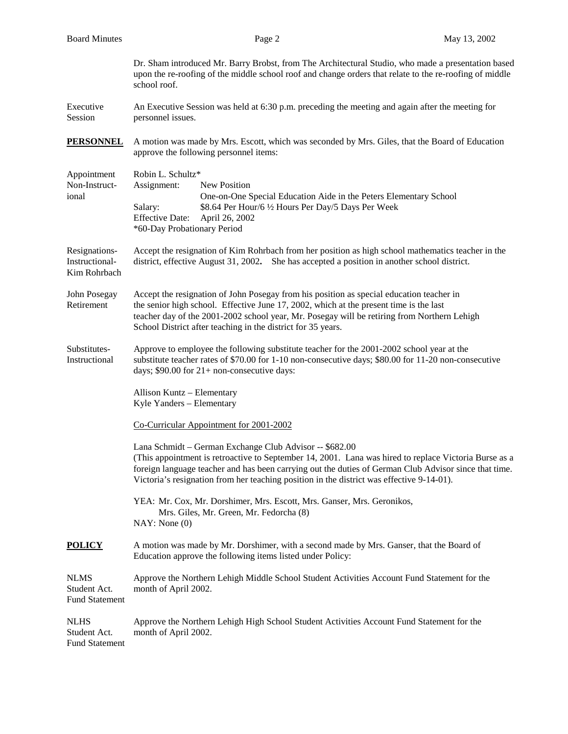Dr. Sham introduced Mr. Barry Brobst, from The Architectural Studio, who made a presentation based upon the re-roofing of the middle school roof and change orders that relate to the re-roofing of middle school roof.

Executive Session — An Executive Session was held at 6:30 p.m. preceding the meeting and again after the meeting for personnel issues.

**PERSONNEL** — A motion was made by Mrs. Escott, which was seconded by Mrs. Giles, that the Board of Education approve the following personnel items:

Appointment Non-Instructional

Robin L. Schultz*
Assignment: New Position
One-on-One Special Education Aide in the Peters Elementary School
Salary: $8.64 Per Hour/6 ½ Hours Per Day/5 Days Per Week
Effective Date: April 26, 2002
*60-Day Probationary Period

Resignations-Instructional-Kim Rohrbach

Accept the resignation of Kim Rohrbach from her position as high school mathematics teacher in the district, effective August 31, 2002**.** She has accepted a position in another school district.

John Posegay Retirement

Accept the resignation of John Posegay from his position as special education teacher in the senior high school. Effective June 17, 2002, which at the present time is the last teacher day of the 2001-2002 school year, Mr. Posegay will be retiring from Northern Lehigh School District after teaching in the district for 35 years.

Substitutes-Instructional

Approve to employee the following substitute teacher for the 2001-2002 school year at the substitute teacher rates of $70.00 for 1-10 non-consecutive days; $80.00 for 11-20 non-consecutive days; $90.00 for 21+ non-consecutive days:

Allison Kuntz – Elementary
Kyle Yanders – Elementary

Co-Curricular Appointment for 2001-2002

Lana Schmidt – German Exchange Club Advisor -- $682.00
(This appointment is retroactive to September 14, 2001. Lana was hired to replace Victoria Burse as a foreign language teacher and has been carrying out the duties of German Club Advisor since that time. Victoria's resignation from her teaching position in the district was effective 9-14-01).

YEA: Mr. Cox, Mr. Dorshimer, Mrs. Escott, Mrs. Ganser, Mrs. Geronikos, Mrs. Giles, Mr. Green, Mr. Fedorcha (8)
NAY: None (0)

**POLICY** — A motion was made by Mr. Dorshimer, with a second made by Mrs. Ganser, that the Board of Education approve the following items listed under Policy:

NLMS Student Act. Fund Statement

Approve the Northern Lehigh Middle School Student Activities Account Fund Statement for the month of April 2002.

NLHS Student Act. Fund Statement

Approve the Northern Lehigh High School Student Activities Account Fund Statement for the month of April 2002.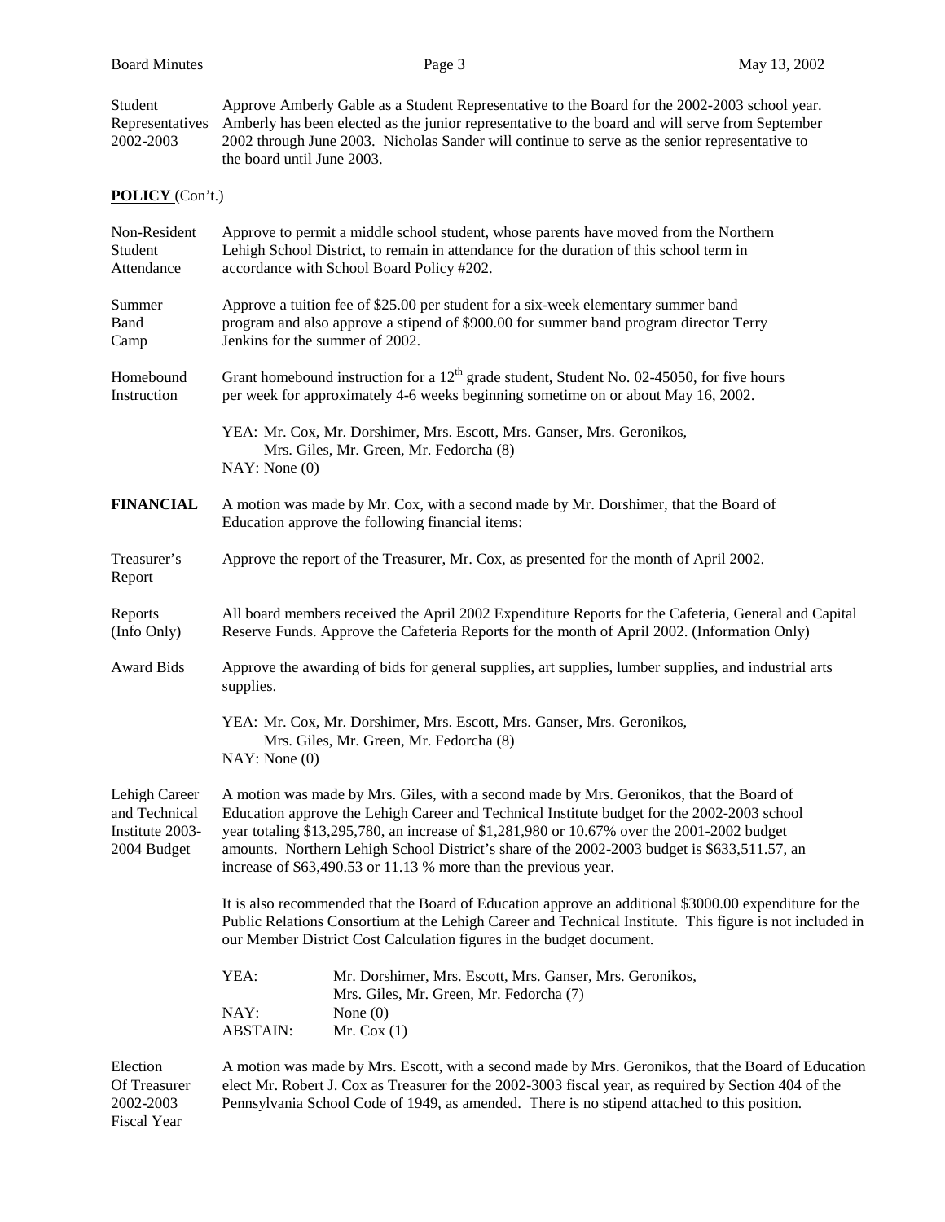**Student Representatives 2002-2003**
Approve Amberly Gable as a Student Representative to the Board for the 2002-2003 school year. Amberly has been elected as the junior representative to the board and will serve from September 2002 through June 2003. Nicholas Sander will continue to serve as the senior representative to the board until June 2003.

**POLICY** (Con't.)

**Non-Resident Student Attendance**
Approve to permit a middle school student, whose parents have moved from the Northern Lehigh School District, to remain in attendance for the duration of this school term in accordance with School Board Policy #202.

**Summer Band Camp**
Approve a tuition fee of $25.00 per student for a six-week elementary summer band program and also approve a stipend of $900.00 for summer band program director Terry Jenkins for the summer of 2002.

**Homebound Instruction**
Grant homebound instruction for a 12th grade student, Student No. 02-45050, for five hours per week for approximately 4-6 weeks beginning sometime on or about May 16, 2002.

YEA: Mr. Cox, Mr. Dorshimer, Mrs. Escott, Mrs. Ganser, Mrs. Geronikos, Mrs. Giles, Mr. Green, Mr. Fedorcha (8)
NAY: None (0)

**FINANCIAL**
A motion was made by Mr. Cox, with a second made by Mr. Dorshimer, that the Board of Education approve the following financial items:

**Treasurer's Report**
Approve the report of the Treasurer, Mr. Cox, as presented for the month of April 2002.

**Reports (Info Only)**
All board members received the April 2002 Expenditure Reports for the Cafeteria, General and Capital Reserve Funds. Approve the Cafeteria Reports for the month of April 2002. (Information Only)

**Award Bids**
Approve the awarding of bids for general supplies, art supplies, lumber supplies, and industrial arts supplies.

YEA: Mr. Cox, Mr. Dorshimer, Mrs. Escott, Mrs. Ganser, Mrs. Geronikos, Mrs. Giles, Mr. Green, Mr. Fedorcha (8)
NAY: None (0)

**Lehigh Career and Technical Institute 2003-2004 Budget**
A motion was made by Mrs. Giles, with a second made by Mrs. Geronikos, that the Board of Education approve the Lehigh Career and Technical Institute budget for the 2002-2003 school year totaling $13,295,780, an increase of $1,281,980 or 10.67% over the 2001-2002 budget amounts. Northern Lehigh School District's share of the 2002-2003 budget is $633,511.57, an increase of $63,490.53 or 11.13 % more than the previous year.

It is also recommended that the Board of Education approve an additional $3000.00 expenditure for the Public Relations Consortium at the Lehigh Career and Technical Institute. This figure is not included in our Member District Cost Calculation figures in the budget document.

YEA: Mr. Dorshimer, Mrs. Escott, Mrs. Ganser, Mrs. Geronikos, Mrs. Giles, Mr. Green, Mr. Fedorcha (7)
NAY: None (0)
ABSTAIN: Mr. Cox (1)

**Election Of Treasurer 2002-2003 Fiscal Year**
A motion was made by Mrs. Escott, with a second made by Mrs. Geronikos, that the Board of Education elect Mr. Robert J. Cox as Treasurer for the 2002-3003 fiscal year, as required by Section 404 of the Pennsylvania School Code of 1949, as amended. There is no stipend attached to this position.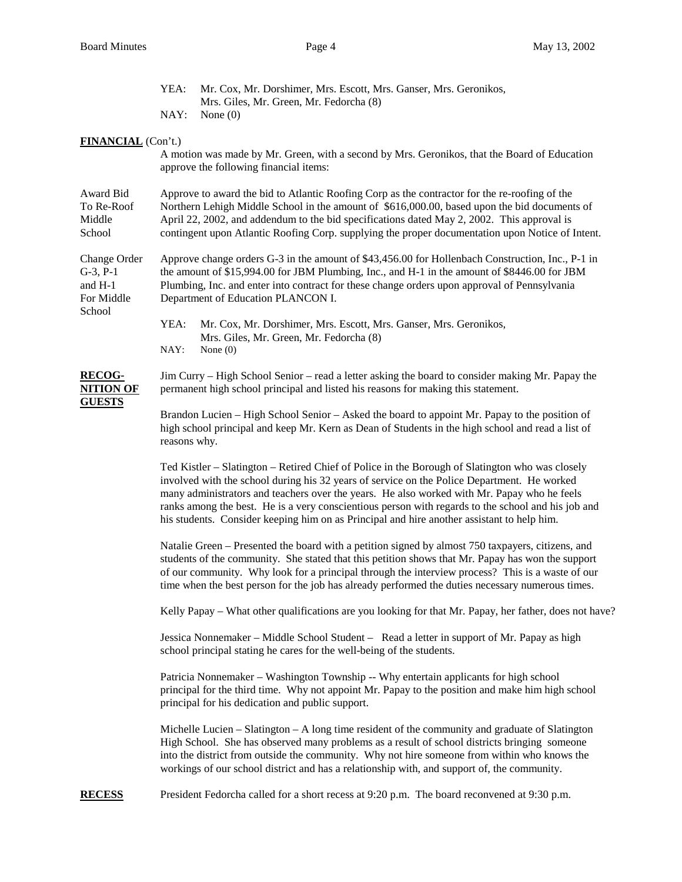YEA: Mr. Cox, Mr. Dorshimer, Mrs. Escott, Mrs. Ganser, Mrs. Geronikos, Mrs. Giles, Mr. Green, Mr. Fedorcha (8)
NAY: None (0)

**FINANCIAL** (Con't.)

A motion was made by Mr. Green, with a second by Mrs. Geronikos, that the Board of Education approve the following financial items:

Award Bid To Re-Roof Middle School — Approve to award the bid to Atlantic Roofing Corp as the contractor for the re-roofing of the Northern Lehigh Middle School in the amount of $616,000.00, based upon the bid documents of April 22, 2002, and addendum to the bid specifications dated May 2, 2002. This approval is contingent upon Atlantic Roofing Corp. supplying the proper documentation upon Notice of Intent.

Change Order G-3, P-1 and H-1 For Middle School — Approve change orders G-3 in the amount of $43,456.00 for Hollenbach Construction, Inc., P-1 in the amount of $15,994.00 for JBM Plumbing, Inc., and H-1 in the amount of $8446.00 for JBM Plumbing, Inc. and enter into contract for these change orders upon approval of Pennsylvania Department of Education PLANCON I.

YEA: Mr. Cox, Mr. Dorshimer, Mrs. Escott, Mrs. Ganser, Mrs. Geronikos, Mrs. Giles, Mr. Green, Mr. Fedorcha (8)
NAY: None (0)

**RECOGNITION OF GUESTS**

Jim Curry – High School Senior – read a letter asking the board to consider making Mr. Papay the permanent high school principal and listed his reasons for making this statement.

Brandon Lucien – High School Senior – Asked the board to appoint Mr. Papay to the position of high school principal and keep Mr. Kern as Dean of Students in the high school and read a list of reasons why.

Ted Kistler – Slatington – Retired Chief of Police in the Borough of Slatington who was closely involved with the school during his 32 years of service on the Police Department. He worked many administrators and teachers over the years. He also worked with Mr. Papay who he feels ranks among the best. He is a very conscientious person with regards to the school and his job and his students. Consider keeping him on as Principal and hire another assistant to help him.

Natalie Green – Presented the board with a petition signed by almost 750 taxpayers, citizens, and students of the community. She stated that this petition shows that Mr. Papay has won the support of our community. Why look for a principal through the interview process? This is a waste of our time when the best person for the job has already performed the duties necessary numerous times.

Kelly Papay – What other qualifications are you looking for that Mr. Papay, her father, does not have?

Jessica Nonnemaker – Middle School Student – Read a letter in support of Mr. Papay as high school principal stating he cares for the well-being of the students.

Patricia Nonnemaker – Washington Township -- Why entertain applicants for high school principal for the third time. Why not appoint Mr. Papay to the position and make him high school principal for his dedication and public support.

Michelle Lucien – Slatington – A long time resident of the community and graduate of Slatington High School. She has observed many problems as a result of school districts bringing someone into the district from outside the community. Why not hire someone from within who knows the workings of our school district and has a relationship with, and support of, the community.

**RECESS**

President Fedorcha called for a short recess at 9:20 p.m. The board reconvened at 9:30 p.m.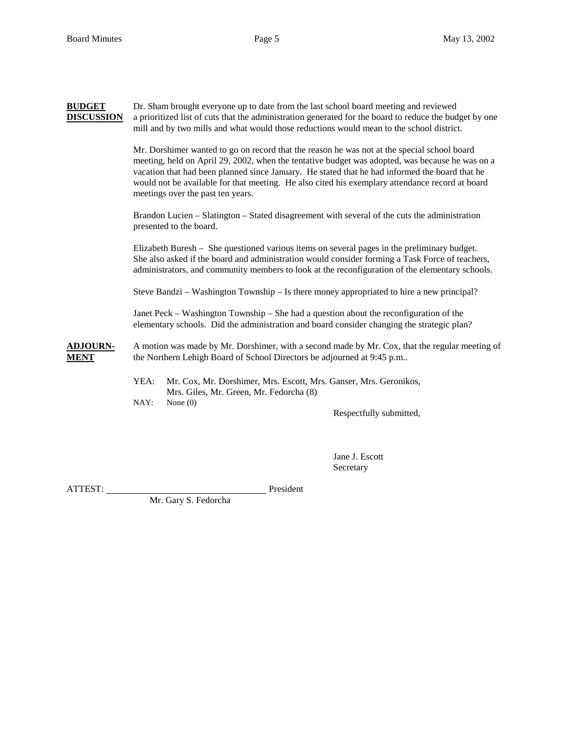**BUDGET DISCUSSION**

Dr. Sham brought everyone up to date from the last school board meeting and reviewed a prioritized list of cuts that the administration generated for the board to reduce the budget by one mill and by two mills and what would those reductions would mean to the school district.

Mr. Dorshimer wanted to go on record that the reason he was not at the special school board meeting, held on April 29, 2002, when the tentative budget was adopted, was because he was on a vacation that had been planned since January. He stated that he had informed the board that he would not be available for that meeting. He also cited his exemplary attendance record at board meetings over the past ten years.

Brandon Lucien – Slatington – Stated disagreement with several of the cuts the administration presented to the board.

Elizabeth Buresh – She questioned various items on several pages in the preliminary budget. She also asked if the board and administration would consider forming a Task Force of teachers, administrators, and community members to look at the reconfiguration of the elementary schools.

Steve Bandzi – Washington Township – Is there money appropriated to hire a new principal?

Janet Peck – Washington Township – She had a question about the reconfiguration of the elementary schools. Did the administration and board consider changing the strategic plan?

**ADJOURNMENT**

A motion was made by Mr. Dorshimer, with a second made by Mr. Cox, that the regular meeting of the Northern Lehigh Board of School Directors be adjourned at 9:45 p.m..

YEA: Mr. Cox, Mr. Dorshimer, Mrs. Escott, Mrs. Ganser, Mrs. Geronikos, Mrs. Giles, Mr. Green, Mr. Fedorcha (8)

NAY: None (0)

Respectfully submitted,

Jane J. Escott
Secretary

ATTEST: ______________________________ President
Mr. Gary S. Fedorcha